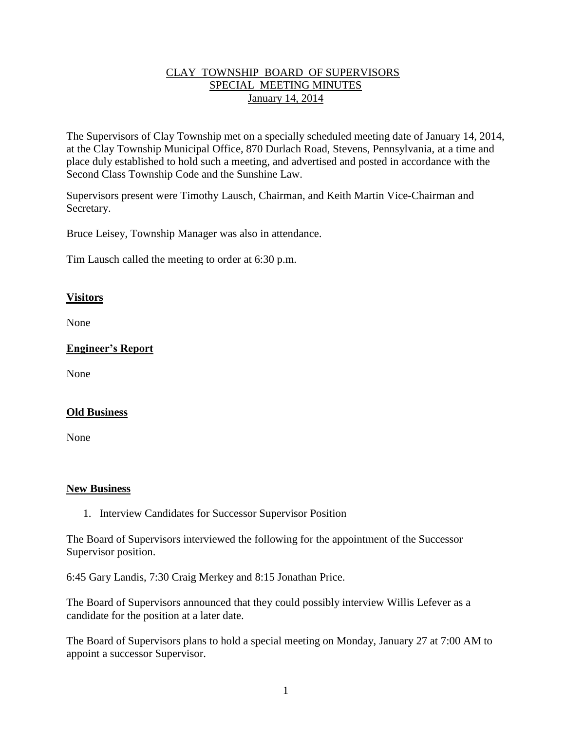# CLAY TOWNSHIP BOARD OF SUPERVISORS
## SPECIAL MEETING MINUTES
### January 14, 2014

The Supervisors of Clay Township met on a specially scheduled meeting date of January 14, 2014, at the Clay Township Municipal Office, 870 Durlach Road, Stevens, Pennsylvania, at a time and place duly established to hold such a meeting, and advertised and posted in accordance with the Second Class Township Code and the Sunshine Law.

Supervisors present were Timothy Lausch, Chairman, and Keith Martin Vice-Chairman and Secretary.

Bruce Leisey, Township Manager was also in attendance.

Tim Lausch called the meeting to order at 6:30 p.m.

**Visitors**

None

**Engineer's Report**

None

**Old Business**

None

**New Business**

1. Interview Candidates for Successor Supervisor Position

The Board of Supervisors interviewed the following for the appointment of the Successor Supervisor position.

6:45 Gary Landis, 7:30 Craig Merkey and 8:15 Jonathan Price.

The Board of Supervisors announced that they could possibly interview Willis Lefever as a candidate for the position at a later date.

The Board of Supervisors plans to hold a special meeting on Monday, January 27 at 7:00 AM to appoint a successor Supervisor.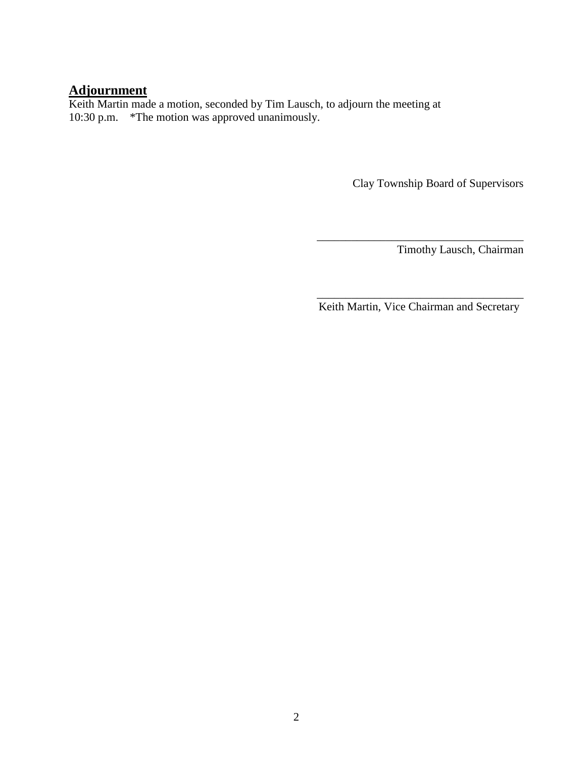## Adjournment

Keith Martin made a motion, seconded by Tim Lausch, to adjourn the meeting at 10:30 p.m. *The motion was approved unanimously.

Clay Township Board of Supervisors

_____________________________________
Timothy Lausch, Chairman

_____________________________________
Keith Martin, Vice Chairman and Secretary